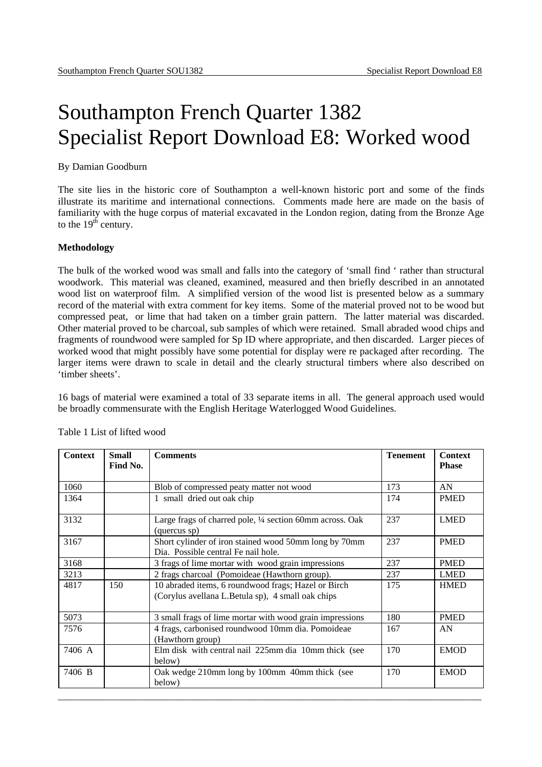# Southampton French Quarter 1382
# Specialist Report Download E8: Worked wood

By Damian Goodburn

The site lies in the historic core of Southampton a well-known historic port and some of the finds illustrate its maritime and international connections. Comments made here are made on the basis of familiarity with the huge corpus of material excavated in the London region, dating from the Bronze Age to the 19th century.

**Methodology**

The bulk of the worked wood was small and falls into the category of 'small find ' rather than structural woodwork. This material was cleaned, examined, measured and then briefly described in an annotated wood list on waterproof film. A simplified version of the wood list is presented below as a summary record of the material with extra comment for key items. Some of the material proved not to be wood but compressed peat, or lime that had taken on a timber grain pattern. The latter material was discarded. Other material proved to be charcoal, sub samples of which were retained. Small abraded wood chips and fragments of roundwood were sampled for Sp ID where appropriate, and then discarded. Larger pieces of worked wood that might possibly have some potential for display were re packaged after recording. The larger items were drawn to scale in detail and the clearly structural timbers where also described on 'timber sheets'.

16 bags of material were examined a total of 33 separate items in all. The general approach used would be broadly commensurate with the English Heritage Waterlogged Wood Guidelines.

Table 1 List of lifted wood

| Context | Small Find No. | Comments | Tenement | Context Phase |
|---|---|---|---|---|
| 1060 | | Blob of compressed peaty matter not wood | 173 | AN |
| 1364 | | 1 small dried out oak chip | 174 | PMED |
| 3132 | | Large frags of charred pole, ¼ section 60mm across. Oak (quercus sp) | 237 | LMED |
| 3167 | | Short cylinder of iron stained wood 50mm long by 70mm Dia. Possible central Fe nail hole. | 237 | PMED |
| 3168 | | 3 frags of lime mortar with wood grain impressions | 237 | PMED |
| 3213 | | 2 frags charcoal (Pomoideae (Hawthorn group). | 237 | LMED |
| 4817 | 150 | 10 abraded items, 6 roundwood frags; Hazel or Birch (Corylus avellana L.Betula sp), 4 small oak chips | 175 | HMED |
| 5073 | | 3 small frags of lime mortar with wood grain impressions | 180 | PMED |
| 7576 | | 4 frags, carbonised roundwood 10mm dia. Pomoideae (Hawthorn group) | 167 | AN |
| 7406 A | | Elm disk with central nail 225mm dia 10mm thick (see below) | 170 | EMOD |
| 7406 B | | Oak wedge 210mm long by 100mm 40mm thick (see below) | 170 | EMOD |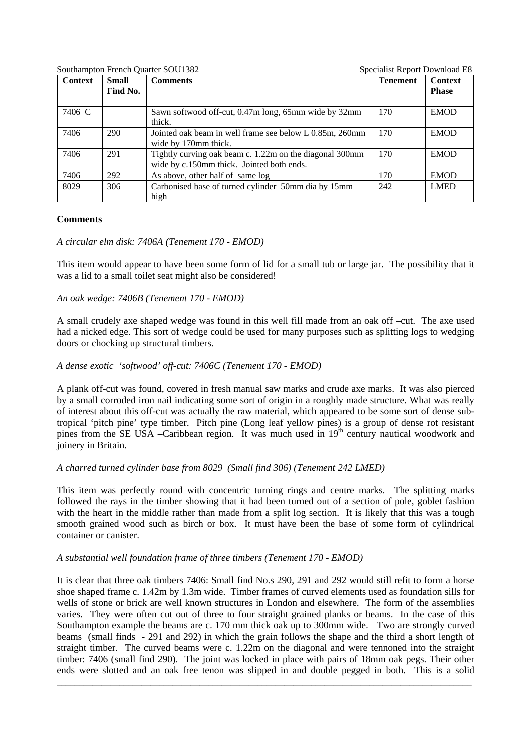| Context | Small Find No. | Comments | Tenement | Context Phase |
|---|---|---|---|---|
| 7406 C | | Sawn softwood off-cut, 0.47m long, 65mm wide by 32mm thick. | 170 | EMOD |
| 7406 | 290 | Jointed oak beam in well frame see below L 0.85m, 260mm wide by 170mm thick. | 170 | EMOD |
| 7406 | 291 | Tightly curving oak beam c. 1.22m on the diagonal 300mm wide by c.150mm thick. Jointed both ends. | 170 | EMOD |
| 7406 | 292 | As above, other half of same log | 170 | EMOD |
| 8029 | 306 | Carbonised base of turned cylinder 50mm dia by 15mm high | 242 | LMED |

**Comments**

*A circular elm disk: 7406A (Tenement 170 - EMOD)*

This item would appear to have been some form of lid for a small tub or large jar. The possibility that it was a lid to a small toilet seat might also be considered!

*An oak wedge: 7406B (Tenement 170 - EMOD)*

A small crudely axe shaped wedge was found in this well fill made from an oak off –cut. The axe used had a nicked edge. This sort of wedge could be used for many purposes such as splitting logs to wedging doors or chocking up structural timbers.

*A dense exotic 'softwood' off-cut: 7406C (Tenement 170 - EMOD)*

A plank off-cut was found, covered in fresh manual saw marks and crude axe marks. It was also pierced by a small corroded iron nail indicating some sort of origin in a roughly made structure. What was really of interest about this off-cut was actually the raw material, which appeared to be some sort of dense sub-tropical 'pitch pine' type timber. Pitch pine (Long leaf yellow pines) is a group of dense rot resistant pines from the SE USA –Caribbean region. It was much used in 19th century nautical woodwork and joinery in Britain.

*A charred turned cylinder base from 8029 (Small find 306) (Tenement 242 LMED)*

This item was perfectly round with concentric turning rings and centre marks. The splitting marks followed the rays in the timber showing that it had been turned out of a section of pole, goblet fashion with the heart in the middle rather than made from a split log section. It is likely that this was a tough smooth grained wood such as birch or box. It must have been the base of some form of cylindrical container or canister.

*A substantial well foundation frame of three timbers (Tenement 170 - EMOD)*

It is clear that three oak timbers 7406: Small find No.s 290, 291 and 292 would still refit to form a horse shoe shaped frame c. 1.42m by 1.3m wide. Timber frames of curved elements used as foundation sills for wells of stone or brick are well known structures in London and elsewhere. The form of the assemblies varies. They were often cut out of three to four straight grained planks or beams. In the case of this Southampton example the beams are c. 170 mm thick oak up to 300mm wide. Two are strongly curved beams (small finds - 291 and 292) in which the grain follows the shape and the third a short length of straight timber. The curved beams were c. 1.22m on the diagonal and were tenoned into the straight timber: 7406 (small find 290). The joint was locked in place with pairs of 18mm oak pegs. Their other ends were slotted and an oak free tenon was slipped in and double pegged in both. This is a solid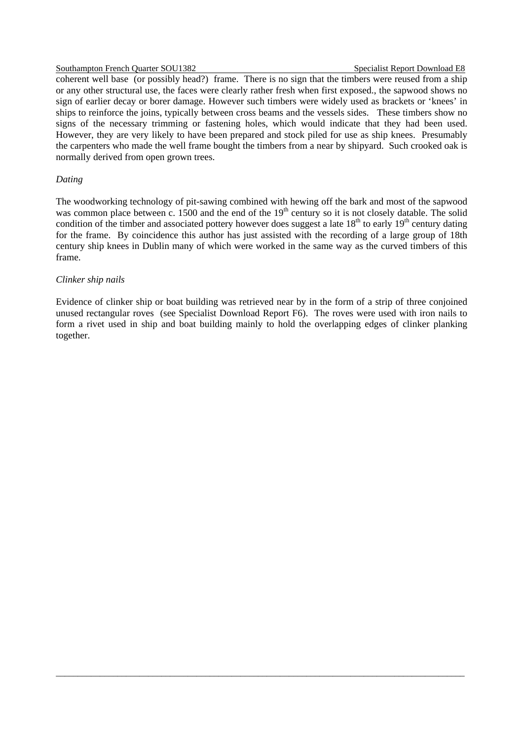coherent well base (or possibly head?) frame. There is no sign that the timbers were reused from a ship or any other structural use, the faces were clearly rather fresh when first exposed., the sapwood shows no sign of earlier decay or borer damage. However such timbers were widely used as brackets or 'knees' in ships to reinforce the joins, typically between cross beams and the vessels sides. These timbers show no signs of the necessary trimming or fastening holes, which would indicate that they had been used. However, they are very likely to have been prepared and stock piled for use as ship knees. Presumably the carpenters who made the well frame bought the timbers from a near by shipyard. Such crooked oak is normally derived from open grown trees.

*Dating*

The woodworking technology of pit-sawing combined with hewing off the bark and most of the sapwood was common place between c. 1500 and the end of the 19th century so it is not closely datable. The solid condition of the timber and associated pottery however does suggest a late 18th to early 19th century dating for the frame. By coincidence this author has just assisted with the recording of a large group of 18th century ship knees in Dublin many of which were worked in the same way as the curved timbers of this frame.

*Clinker ship nails*

Evidence of clinker ship or boat building was retrieved near by in the form of a strip of three conjoined unused rectangular roves (see Specialist Download Report F6). The roves were used with iron nails to form a rivet used in ship and boat building mainly to hold the overlapping edges of clinker planking together.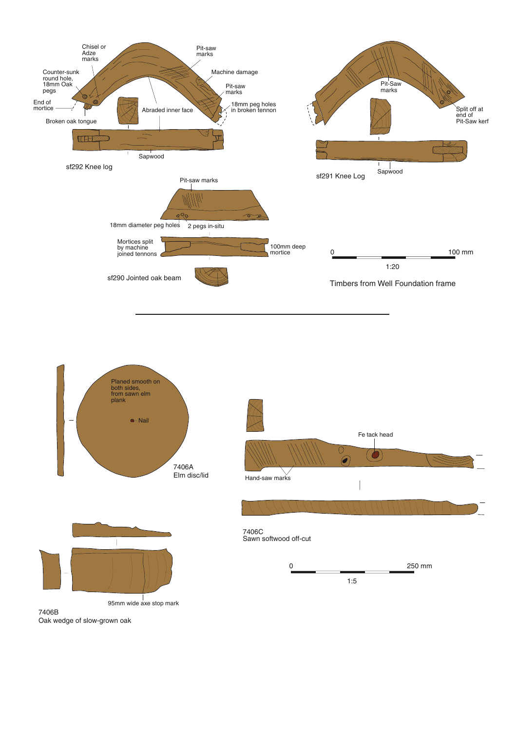Chisel or Adze marks

Pit-saw marks

Counter-sunk round hole, 18mm Oak pegs

Machine damage

Pit-saw marks

End of mortice

Abraded inner face

18mm peg holes in broken tennon

Broken oak tongue

Sapwood

sf292 Knee log

Pit-Saw marks

Split off at end of Pit-Saw kerf

Sapwood

sf291 Knee Log

Pit-saw marks

18mm diameter peg holes

2 pegs in-situ

Mortices split by machine joined tennons

100mm deep mortice

sf290 Jointed oak beam

0

100 mm

1:20

Timbers from Well Foundation frame

Planed smooth on both sides, from sawn elm plank

Nail

7406A
Elm disc/lid

Fe tack head

Hand-saw marks

7406C
Sawn softwood off-cut

0

250 mm

1:5

95mm wide axe stop mark

7406B
Oak wedge of slow-grown oak